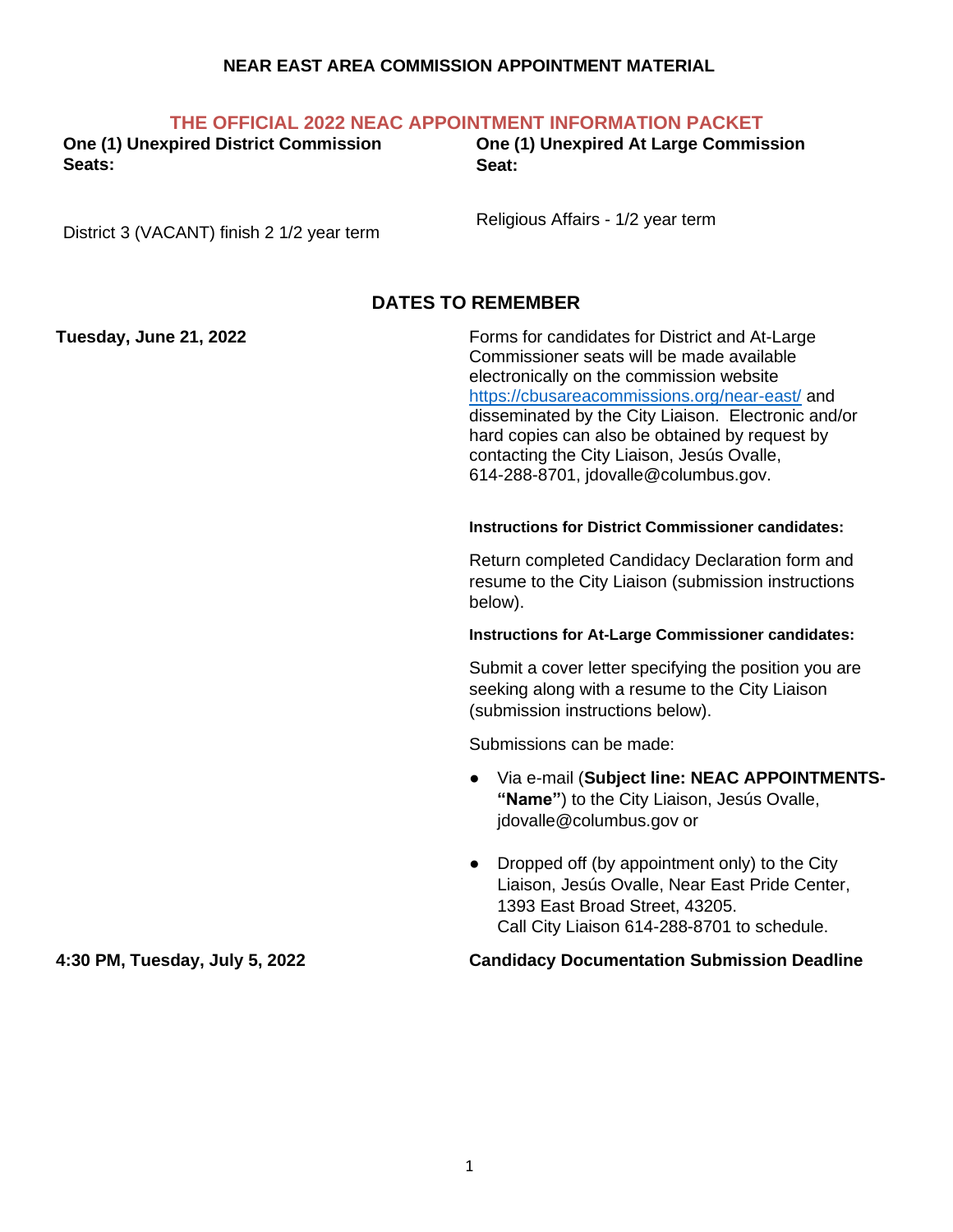**NEAR EAST AREA COMMISSION APPOINTMENT MATERIAL**

## THE OFFICIAL 2022 NEAC APPOINTMENT INFORMATION PACKET

**One (1) Unexpired District Commission Seats:**

District 3 (VACANT) finish 2 1/2 year term

**One (1) Unexpired At Large Commission Seat:**

Religious Affairs - 1/2 year term

## DATES TO REMEMBER

**Tuesday, June 21, 2022**

Forms for candidates for District and At-Large Commissioner seats will be made available electronically on the commission website https://cbusareacommissions.org/near-east/ and disseminated by the City Liaison. Electronic and/or hard copies can also be obtained by request by contacting the City Liaison, Jesús Ovalle, 614-288-8701, jdovalle@columbus.gov.

**Instructions for District Commissioner candidates:**

Return completed Candidacy Declaration form and resume to the City Liaison (submission instructions below).

**Instructions for At-Large Commissioner candidates:**

Submit a cover letter specifying the position you are seeking along with a resume to the City Liaison (submission instructions below).

Submissions can be made:

- Via e-mail (**Subject line: NEAC APPOINTMENTS- "Name"**) to the City Liaison, Jesús Ovalle, jdovalle@columbus.gov or
- Dropped off (by appointment only) to the City Liaison, Jesús Ovalle, Near East Pride Center, 1393 East Broad Street, 43205. Call City Liaison 614-288-8701 to schedule.

**4:30 PM, Tuesday, July 5, 2022** — **Candidacy Documentation Submission Deadline**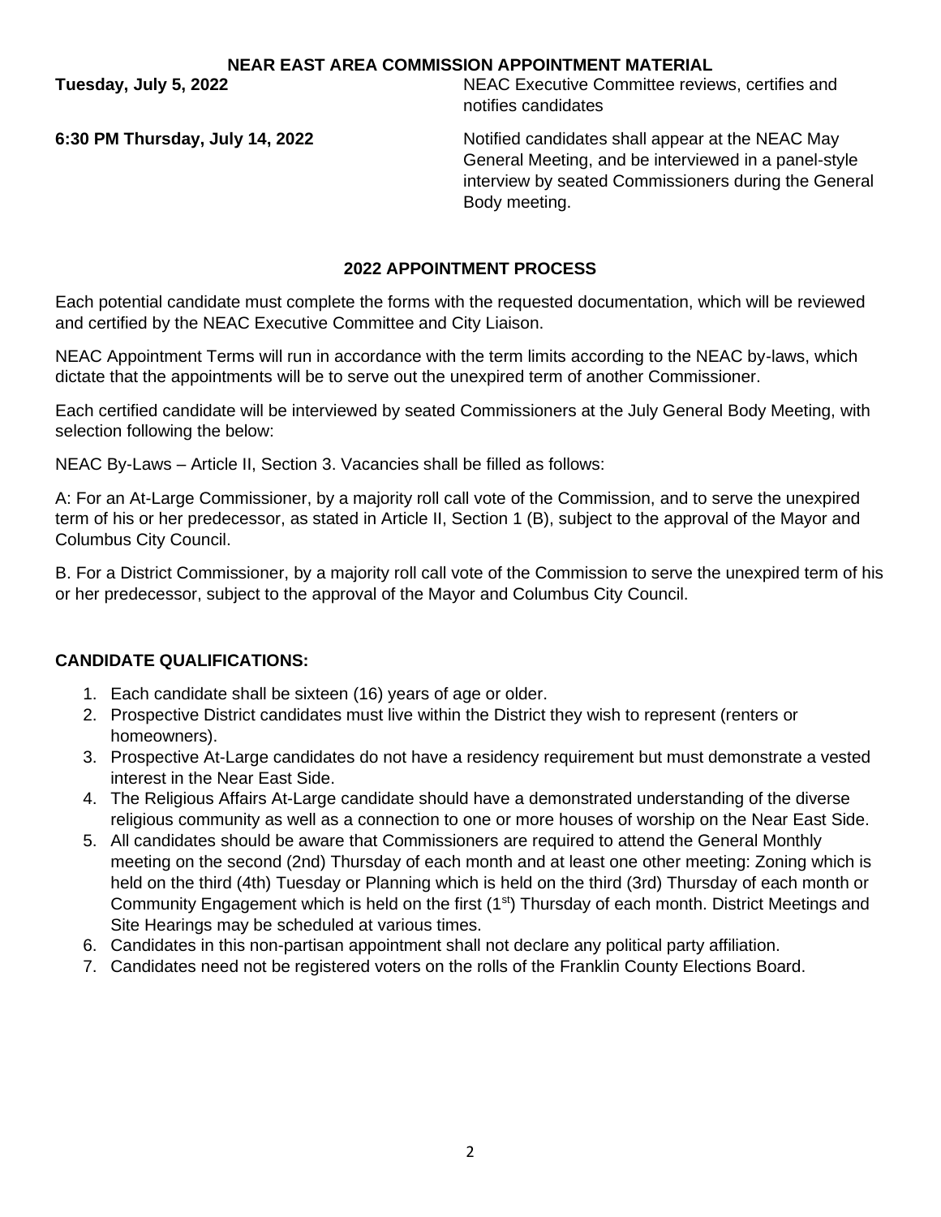**NEAR EAST AREA COMMISSION APPOINTMENT MATERIAL**

**Tuesday, July 5, 2022** — NEAC Executive Committee reviews, certifies and notifies candidates

**6:30 PM Thursday, July 14, 2022** — Notified candidates shall appear at the NEAC May General Meeting, and be interviewed in a panel-style interview by seated Commissioners during the General Body meeting.

## 2022 APPOINTMENT PROCESS

Each potential candidate must complete the forms with the requested documentation, which will be reviewed and certified by the NEAC Executive Committee and City Liaison.

NEAC Appointment Terms will run in accordance with the term limits according to the NEAC by-laws, which dictate that the appointments will be to serve out the unexpired term of another Commissioner.

Each certified candidate will be interviewed by seated Commissioners at the July General Body Meeting, with selection following the below:

NEAC By-Laws – Article II, Section 3. Vacancies shall be filled as follows:

A: For an At-Large Commissioner, by a majority roll call vote of the Commission, and to serve the unexpired term of his or her predecessor, as stated in Article II, Section 1 (B), subject to the approval of the Mayor and Columbus City Council.

B. For a District Commissioner, by a majority roll call vote of the Commission to serve the unexpired term of his or her predecessor, subject to the approval of the Mayor and Columbus City Council.

**CANDIDATE QUALIFICATIONS:**

1. Each candidate shall be sixteen (16) years of age or older.
2. Prospective District candidates must live within the District they wish to represent (renters or homeowners).
3. Prospective At-Large candidates do not have a residency requirement but must demonstrate a vested interest in the Near East Side.
4. The Religious Affairs At-Large candidate should have a demonstrated understanding of the diverse religious community as well as a connection to one or more houses of worship on the Near East Side.
5. All candidates should be aware that Commissioners are required to attend the General Monthly meeting on the second (2nd) Thursday of each month and at least one other meeting: Zoning which is held on the third (4th) Tuesday or Planning which is held on the third (3rd) Thursday of each month or Community Engagement which is held on the first (1st) Thursday of each month. District Meetings and Site Hearings may be scheduled at various times.
6. Candidates in this non-partisan appointment shall not declare any political party affiliation.
7. Candidates need not be registered voters on the rolls of the Franklin County Elections Board.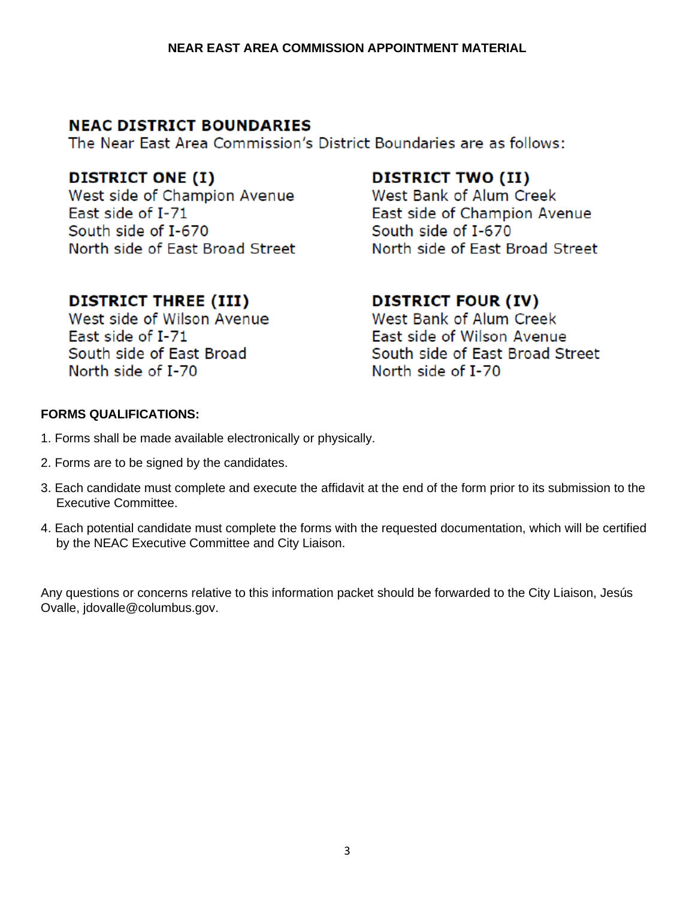NEAR EAST AREA COMMISSION APPOINTMENT MATERIAL

## NEAC DISTRICT BOUNDARIES

The Near East Area Commission's District Boundaries are as follows:

### DISTRICT ONE (I)

West side of Champion Avenue
East side of I-71
South side of I-670
North side of East Broad Street

### DISTRICT TWO (II)

West Bank of Alum Creek
East side of Champion Avenue
South side of I-670
North side of East Broad Street

### DISTRICT THREE (III)

West side of Wilson Avenue
East side of I-71
South side of East Broad
North side of I-70

### DISTRICT FOUR (IV)

West Bank of Alum Creek
East side of Wilson Avenue
South side of East Broad Street
North side of I-70

**FORMS QUALIFICATIONS:**

1. Forms shall be made available electronically or physically.
2. Forms are to be signed by the candidates.
3. Each candidate must complete and execute the affidavit at the end of the form prior to its submission to the Executive Committee.
4. Each potential candidate must complete the forms with the requested documentation, which will be certified by the NEAC Executive Committee and City Liaison.

Any questions or concerns relative to this information packet should be forwarded to the City Liaison, Jesús Ovalle, jdovalle@columbus.gov.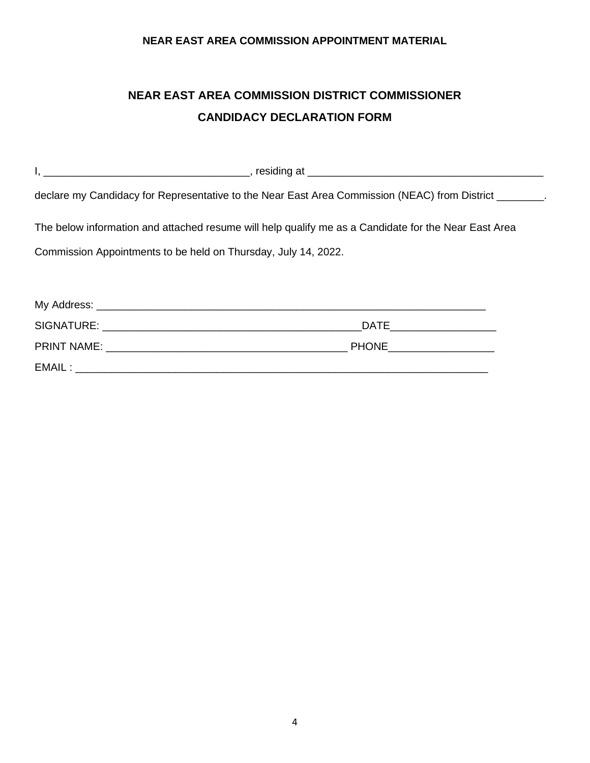**NEAR EAST AREA COMMISSION APPOINTMENT MATERIAL**

## NEAR EAST AREA COMMISSION DISTRICT COMMISSIONER
## CANDIDACY DECLARATION FORM

I, ___________________________________, residing at ________________________________________

declare my Candidacy for Representative to the Near East Area Commission (NEAC) from District ________.

The below information and attached resume will help qualify me as a Candidate for the Near East Area Commission Appointments to be held on Thursday, July 14, 2022.

My Address: ___________________________________________________________________

SIGNATURE: ____________________________________________DATE_________________

PRINT NAME: ________________________________________ PHONE_________________

EMAIL : _______________________________________________________________________